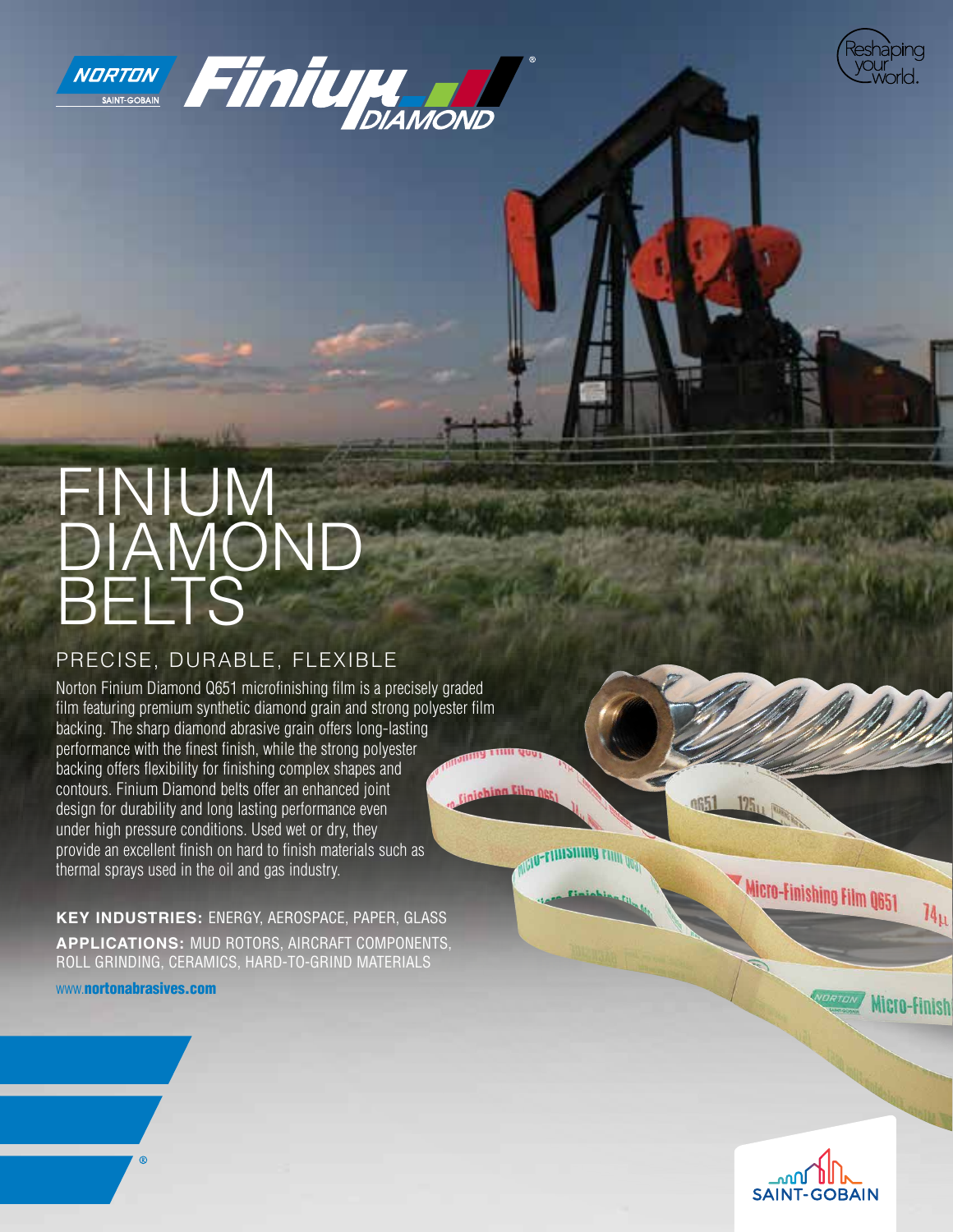# FINIUM DIAMOND BELTS

## PRECISE, DURABLE, FLEXIBLE

Norton Finium Diamond Q651 microfinishing film is a precisely graded film featuring premium synthetic diamond grain and strong polyester film backing. The sharp diamond abrasive grain offers long-lasting performance with the finest finish, while the strong polyester backing offers flexibility for finishing complex shapes and contours. Finium Diamond belts offer an enhanced joint design for durability and long lasting performance even under high pressure conditions. Used wet or dry, they provide an excellent finish on hard to finish materials such as thermal sprays used in the oil and gas industry.

**KEY INDUSTRIES:** ENERGY, AEROSPACE, PAPER, GLASS

**APPLICATIONS:** MUD ROTORS, AIRCRAFT COMPONENTS, ROLL GRINDING, CERAMICS, HARD-TO-GRIND MATERIALS

www.nortonabrasives.com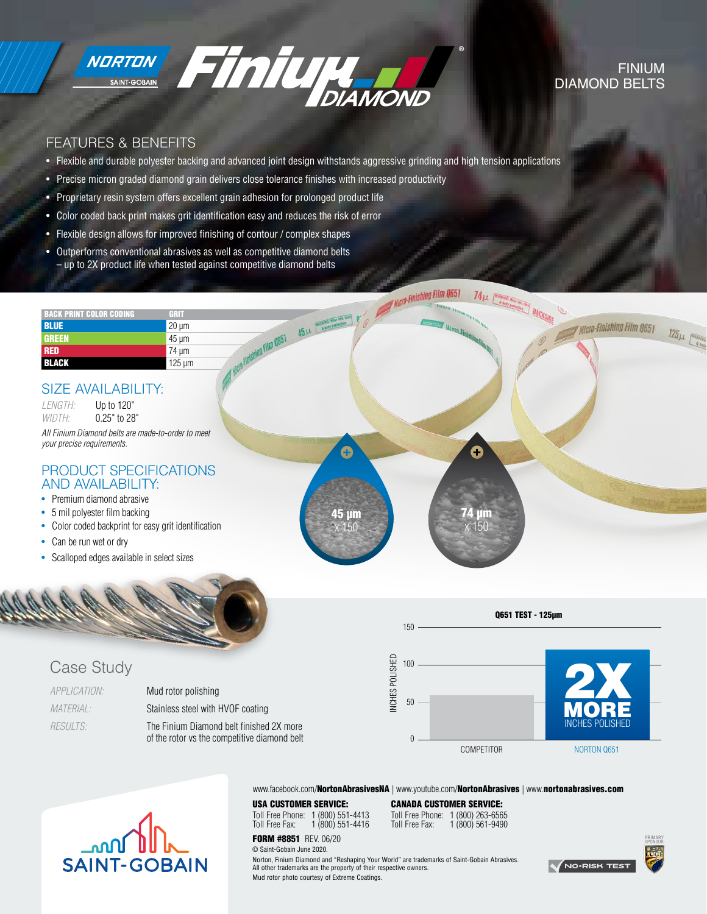NORTON SAINT-GOBAIN Finium DIAMOND®

# FINIUM DIAMOND BELTS

## FEATURES & BENEFITS

- Flexible and durable polyester backing and advanced joint design withstands aggressive grinding and high tension applications
- Precise micron graded diamond grain delivers close tolerance finishes with increased productivity
- Proprietary resin system offers excellent grain adhesion for prolonged product life
- Color coded back print makes grit identification easy and reduces the risk of error
- Flexible design allows for improved finishing of contour / complex shapes
- Outperforms conventional abrasives as well as competitive diamond belts – up to 2X product life when tested against competitive diamond belts

| BACK PRINT COLOR CODING | GRIT |
|---|---|
| BLUE | 20 µm |
| GREEN | 45 µm |
| RED | 74 µm |
| BLACK | 125 µm |

## SIZE AVAILABILITY:

*LENGTH:* Up to 120"
*WIDTH:* 0.25" to 28"

*All Finium Diamond belts are made-to-order to meet your precise requirements.*

## PRODUCT SPECIFICATIONS AND AVAILABILITY:

- Premium diamond abrasive
- 5 mil polyester film backing
- Color coded backprint for easy grit identification
- Can be run wet or dry
- Scalloped edges available in select sizes

45 µm x 150

74 µm x 150

## Case Study

*APPLICATION:* Mud rotor polishing
*MATERIAL:* Stainless steel with HVOF coating
*RESULTS:* The Finium Diamond belt finished 2X more of the rotor vs the competitive diamond belt

Q651 TEST - 125µm

INCHES POLISHED

150
100
50
0

COMPETITOR
NORTON Q651

2X MORE INCHES POLISHED

SAINT-GOBAIN

www.facebook.com/**NortonAbrasivesNA** | www.youtube.com/**NortonAbrasives** | www.**nortonabrasives.com**

**USA CUSTOMER SERVICE:**
Toll Free Phone: 1 (800) 551-4413
Toll Free Fax: 1 (800) 551-4416

**CANADA CUSTOMER SERVICE:**
Toll Free Phone: 1 (800) 263-6565
Toll Free Fax: 1 (800) 561-9490

**FORM #8851** REV. 06/20
© Saint-Gobain June 2020.
Norton, Finium Diamond and "Reshaping Your World" are trademarks of Saint-Gobain Abrasives.
All other trademarks are the property of their respective owners.
Mud rotor photo courtesy of Extreme Coatings.

NO-RISK TEST

PRIMARY SPONSOR